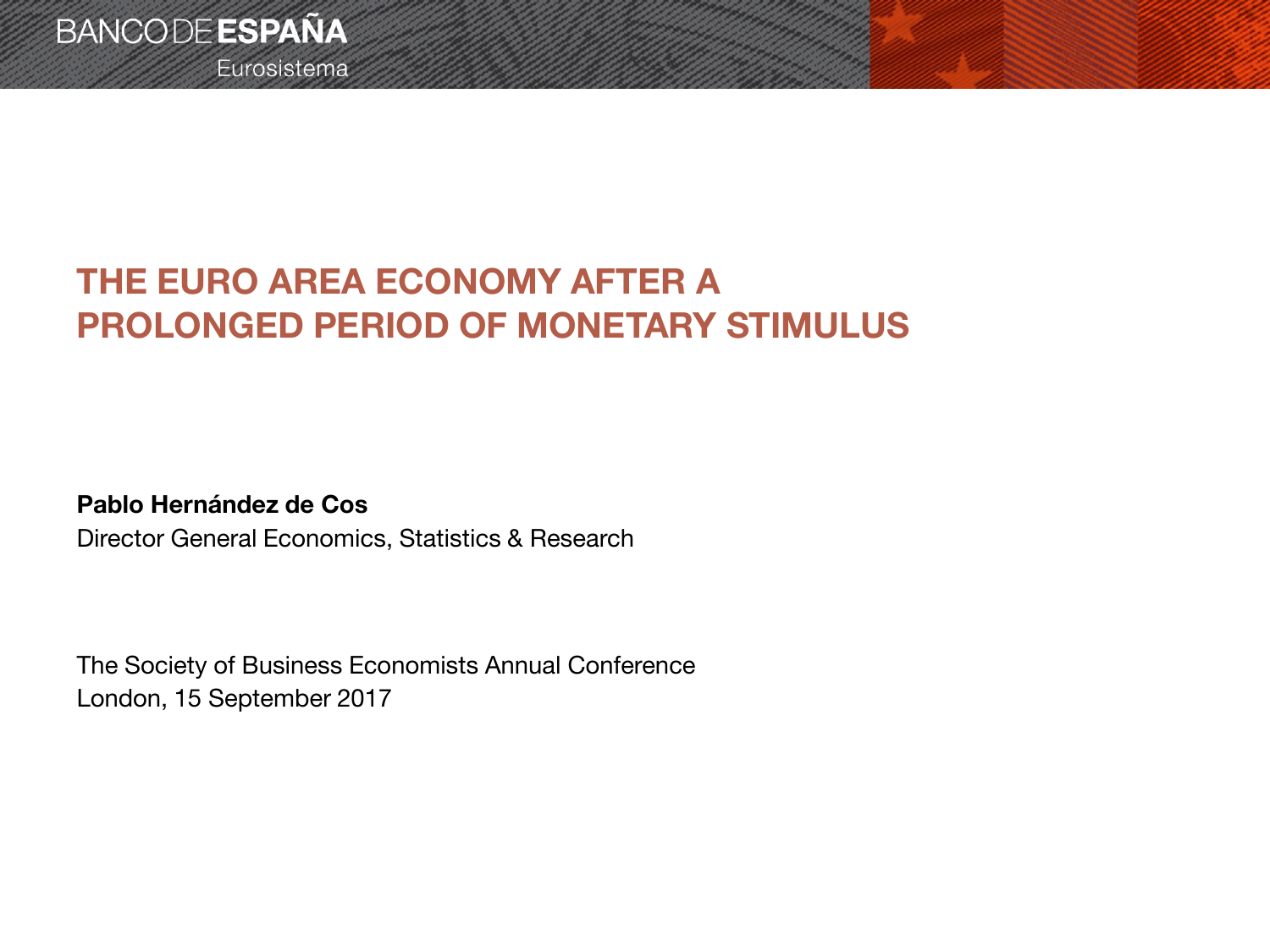BANCO DE **ESPAÑA**
Eurosistema

# THE EURO AREA ECONOMY AFTER A PROLONGED PERIOD OF MONETARY STIMULUS

**Pablo Hernández de Cos**
Director General Economics, Statistics & Research

The Society of Business Economists Annual Conference
London, 15 September 2017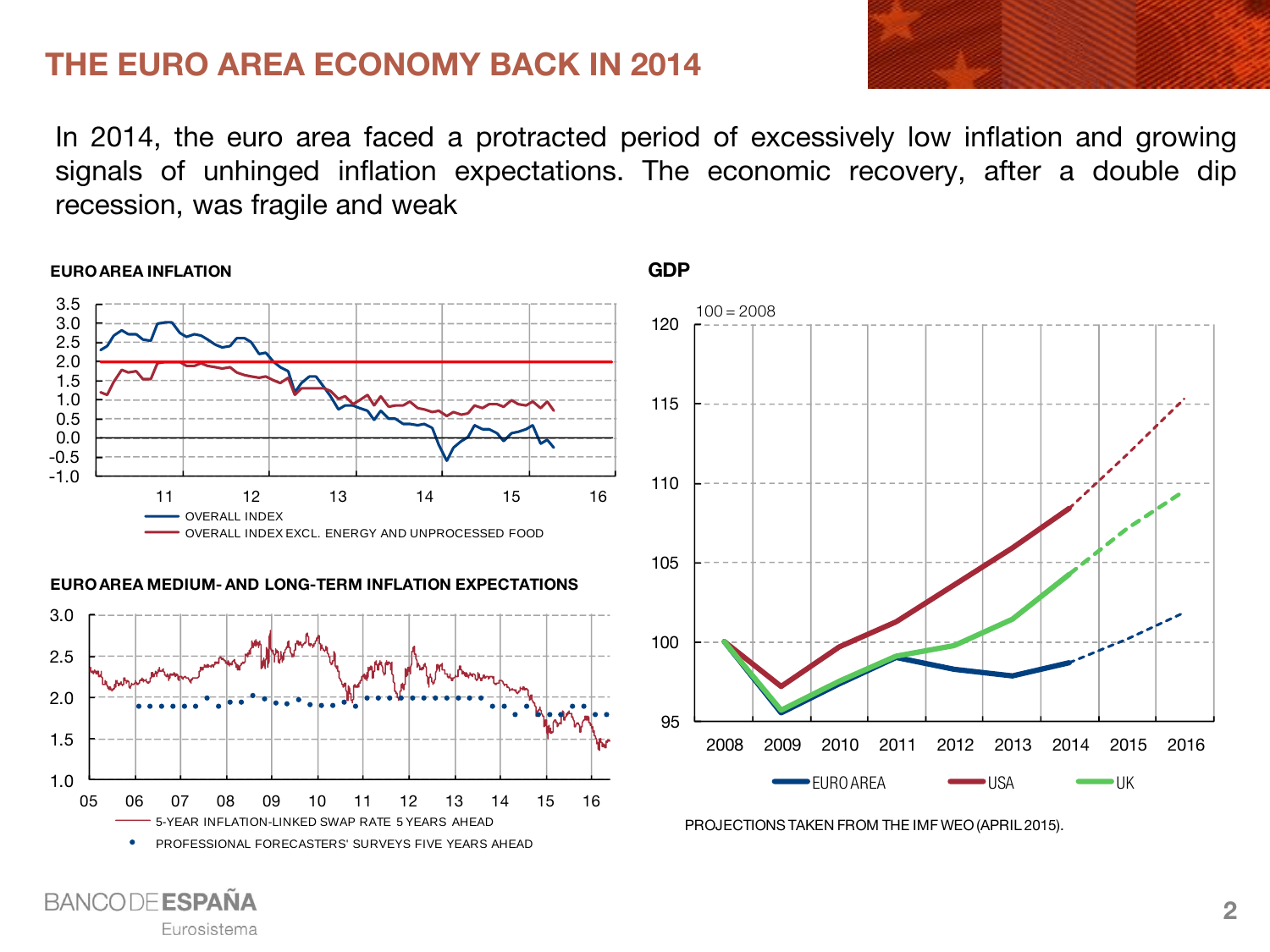# THE EURO AREA ECONOMY BACK IN 2014

In 2014, the euro area faced a protracted period of excessively low inflation and growing signals of unhinged inflation expectations. The economic recovery, after a double dip recession, was fragile and weak

**EURO AREA INFLATION**

- OVERALL INDEX
- OVERALL INDEX EXCL. ENERGY AND UNPROCESSED FOOD

**EURO AREA MEDIUM- AND LONG-TERM INFLATION EXPECTATIONS**

- 5-YEAR INFLATION-LINKED SWAP RATE 5 YEARS AHEAD
- PROFESSIONAL FORECASTERS' SURVEYS FIVE YEARS AHEAD

**GDP**

100 = 2008

- EURO AREA
- USA
- UK

PROJECTIONS TAKEN FROM THE IMF WEO (APRIL 2015).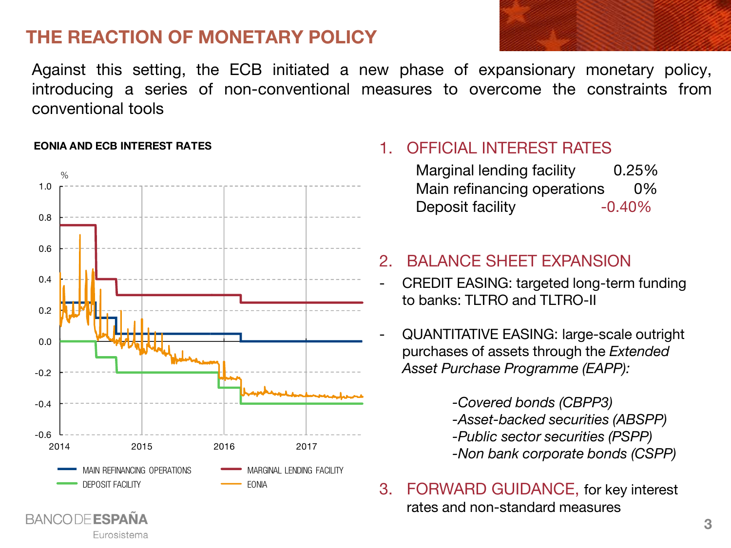# THE REACTION OF MONETARY POLICY

Against this setting, the ECB initiated a new phase of expansionary monetary policy, introducing a series of non-conventional measures to overcome the constraints from conventional tools

**EONIA AND ECB INTEREST RATES**

%

1.0
0.8
0.6
0.4
0.2
0.0
-0.2
-0.4
-0.6

2014 2015 2016 2017

MAIN REFINANCING OPERATIONS — MARGINAL LENDING FACILITY — DEPOSIT FACILITY — EONIA

1. OFFICIAL INTEREST RATES

| | |
|---|---|
| Marginal lending facility | 0.25% |
| Main refinancing operations | 0% |
| Deposit facility | -0.40% |

2. BALANCE SHEET EXPANSION

- CREDIT EASING: targeted long-term funding to banks: TLTRO and TLTRO-II
- QUANTITATIVE EASING: large-scale outright purchases of assets through the *Extended Asset Purchase Programme (EAPP):*

  *-Covered bonds (CBPP3)*
  *-Asset-backed securities (ABSPP)*
  *-Public sector securities (PSPP)*
  *-Non bank corporate bonds (CSPP)*

3. FORWARD GUIDANCE, for key interest rates and non-standard measures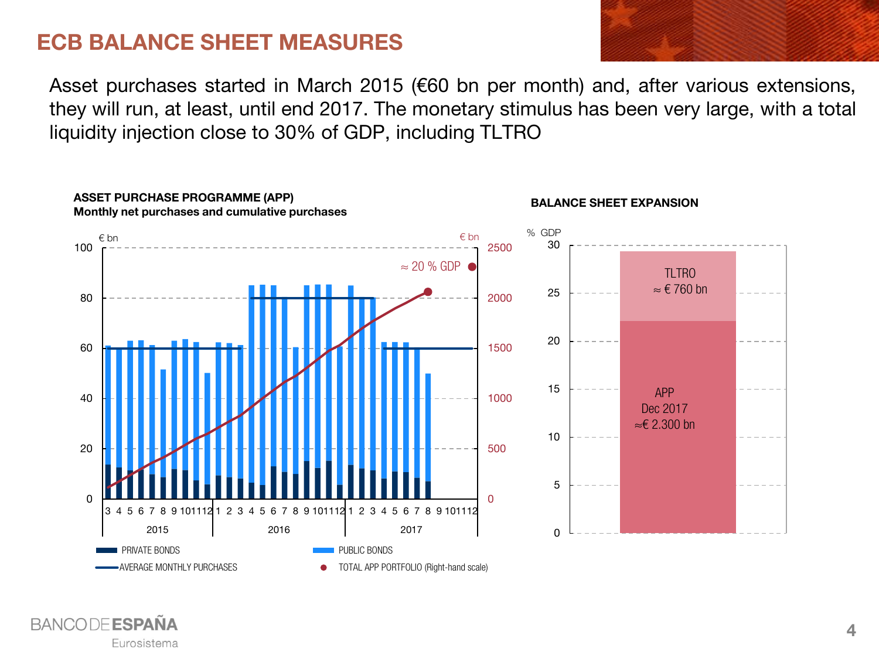# ECB BALANCE SHEET MEASURES

Asset purchases started in March 2015 (€60 bn per month) and, after various extensions, they will run, at least, until end 2017. The monetary stimulus has been very large, with a total liquidity injection close to 30% of GDP, including TLTRO

**ASSET PURCHASE PROGRAMME (APP)**
**Monthly net purchases and cumulative purchases**

€ bn | € bn

≈ 20 % GDP

PRIVATE BONDS | PUBLIC BONDS | AVERAGE MONTHLY PURCHASES | TOTAL APP PORTFOLIO (Right-hand scale)

**BALANCE SHEET EXPANSION**

% GDP

TLTRO ≈ € 760 bn

APP Dec 2017 ≈€ 2.300 bn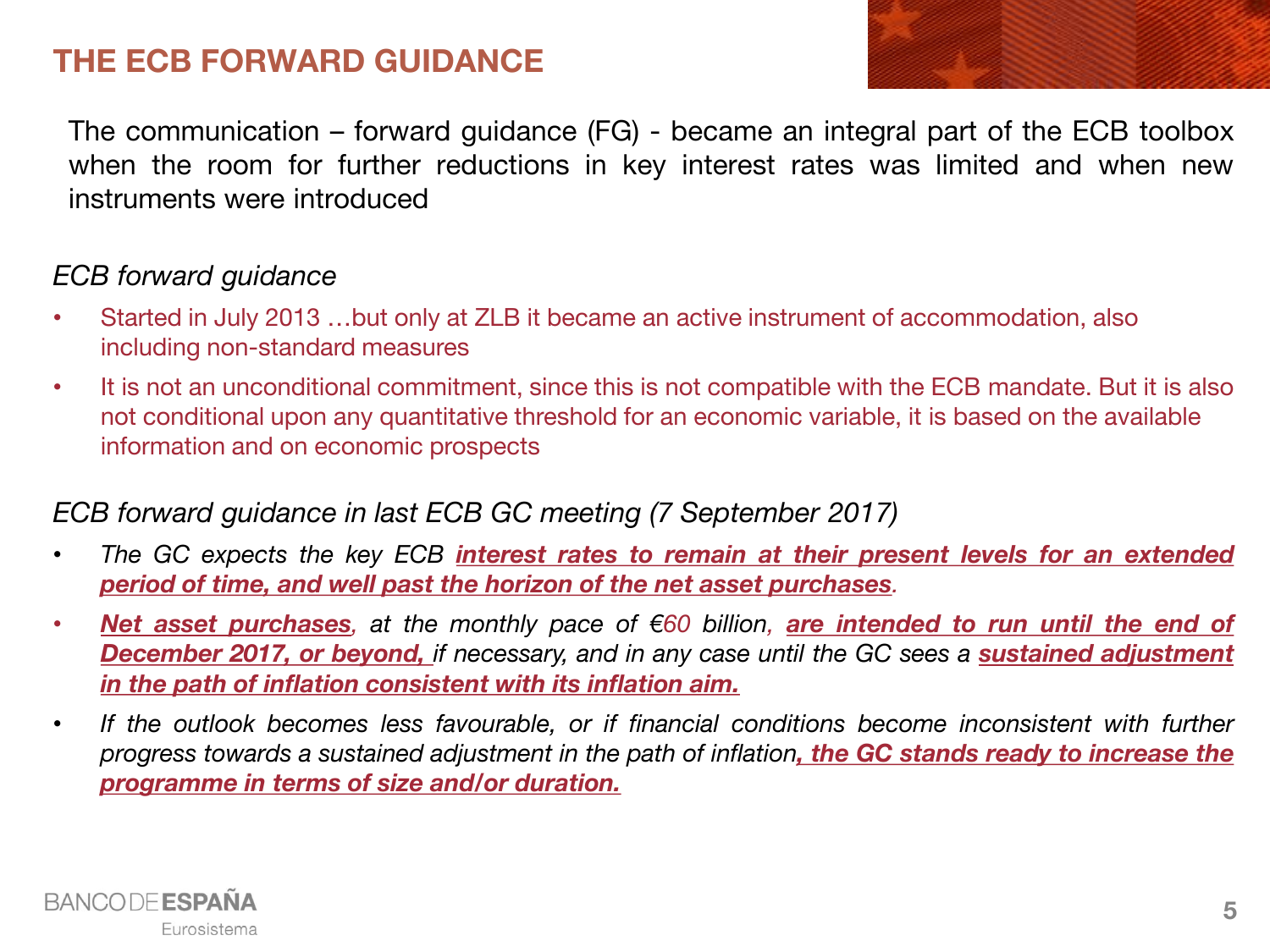# THE ECB FORWARD GUIDANCE

The communication – forward guidance (FG) - became an integral part of the ECB toolbox when the room for further reductions in key interest rates was limited and when new instruments were introduced

*ECB forward guidance*

- Started in July 2013 …but only at ZLB it became an active instrument of accommodation, also including non-standard measures
- It is not an unconditional commitment, since this is not compatible with the ECB mandate. But it is also not conditional upon any quantitative threshold for an economic variable, it is based on the available information and on economic prospects

*ECB forward guidance in last ECB GC meeting (7 September 2017)*

- *The GC expects the key ECB **interest rates to remain at their present levels for an extended period of time, and well past the horizon of the net asset purchases**.*
- ***Net asset purchases**, at the monthly pace of €60 billion, **are intended to run until the end of December 2017, or beyond,** if necessary, and in any case until the GC sees a **sustained adjustment in the path of inflation consistent with its inflation aim.***
- *If the outlook becomes less favourable, or if financial conditions become inconsistent with further progress towards a sustained adjustment in the path of inflation**, the GC stands ready to increase the programme in terms of size and/or duration.***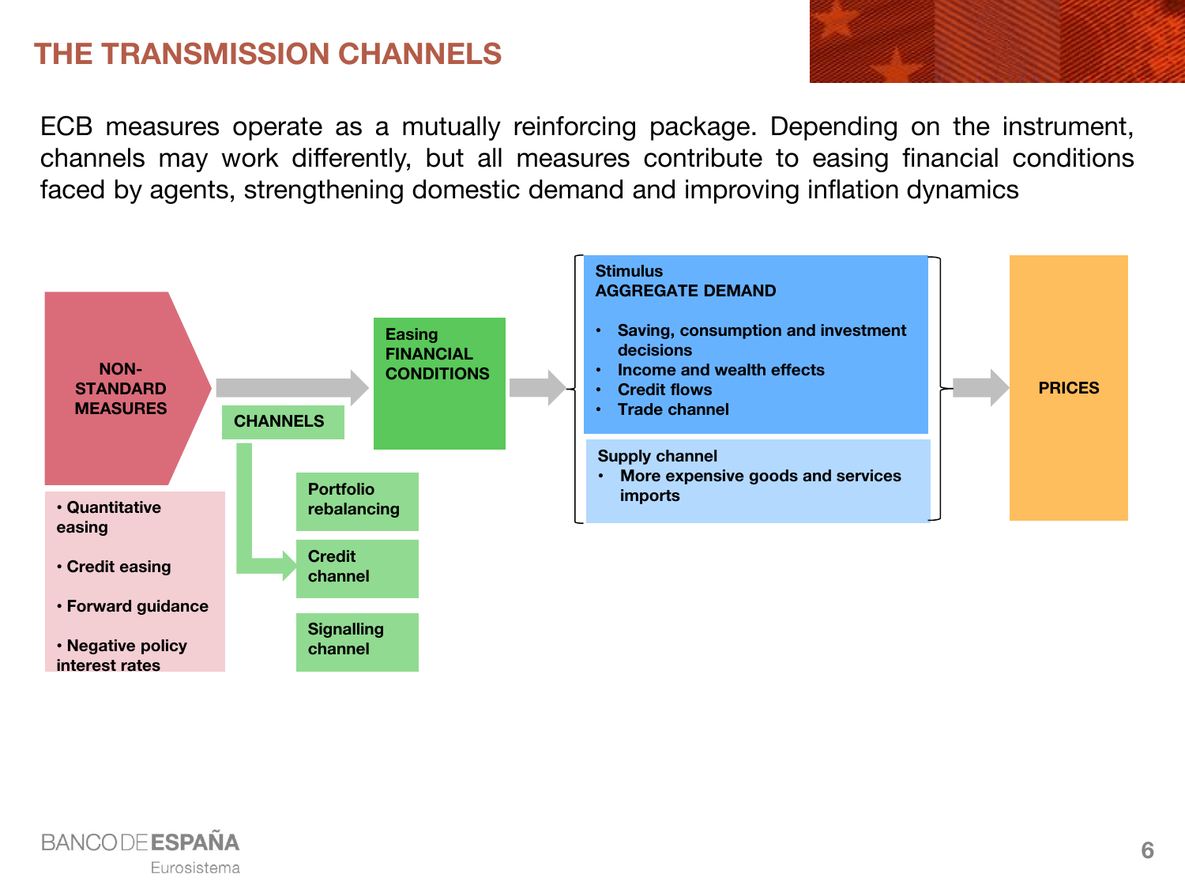# THE TRANSMISSION CHANNELS

ECB measures operate as a mutually reinforcing package. Depending on the instrument, channels may work differently, but all measures contribute to easing financial conditions faced by agents, strengthening domestic demand and improving inflation dynamics

**NON-STANDARD MEASURES**

- Quantitative easing
- Credit easing
- Forward guidance
- Negative policy interest rates

**CHANNELS**

- Portfolio rebalancing
- Credit channel
- Signalling channel

**Easing FINANCIAL CONDITIONS**

**Stimulus AGGREGATE DEMAND**

- Saving, consumption and investment decisions
- Income and wealth effects
- Credit flows
- Trade channel

**Supply channel**

- More expensive goods and services imports

**PRICES**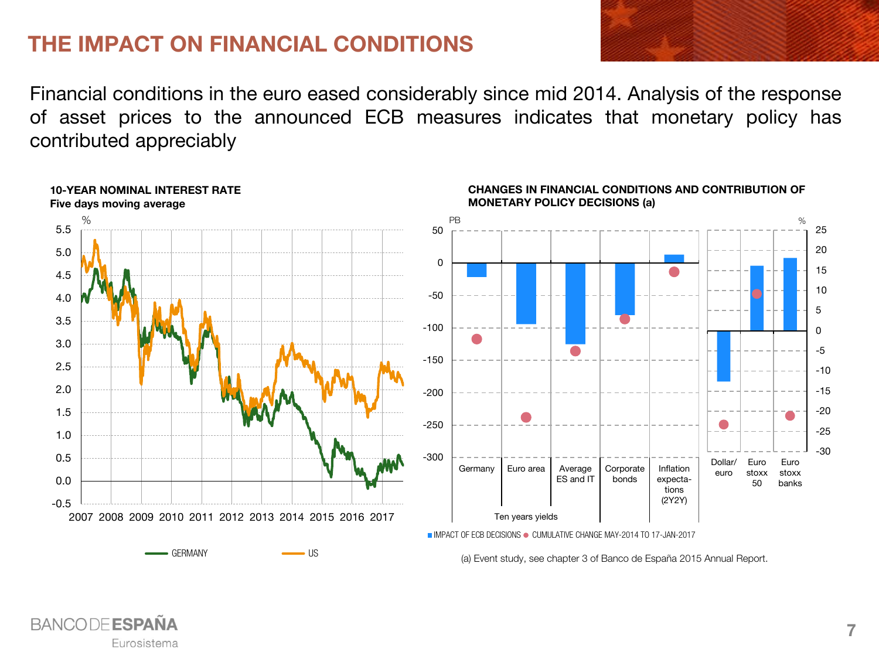# THE IMPACT ON FINANCIAL CONDITIONS

Financial conditions in the euro eased considerably since mid 2014. Analysis of the response of asset prices to the announced ECB measures indicates that monetary policy has contributed appreciably

**10-YEAR NOMINAL INTEREST RATE**
**Five days moving average**

GERMANY — US

**CHANGES IN FINANCIAL CONDITIONS AND CONTRIBUTION OF MONETARY POLICY DECISIONS (a)**

IMPACT OF ECB DECISIONS • CUMULATIVE CHANGE MAY-2014 TO 17-JAN-2017

(a) Event study, see chapter 3 of Banco de España 2015 Annual Report.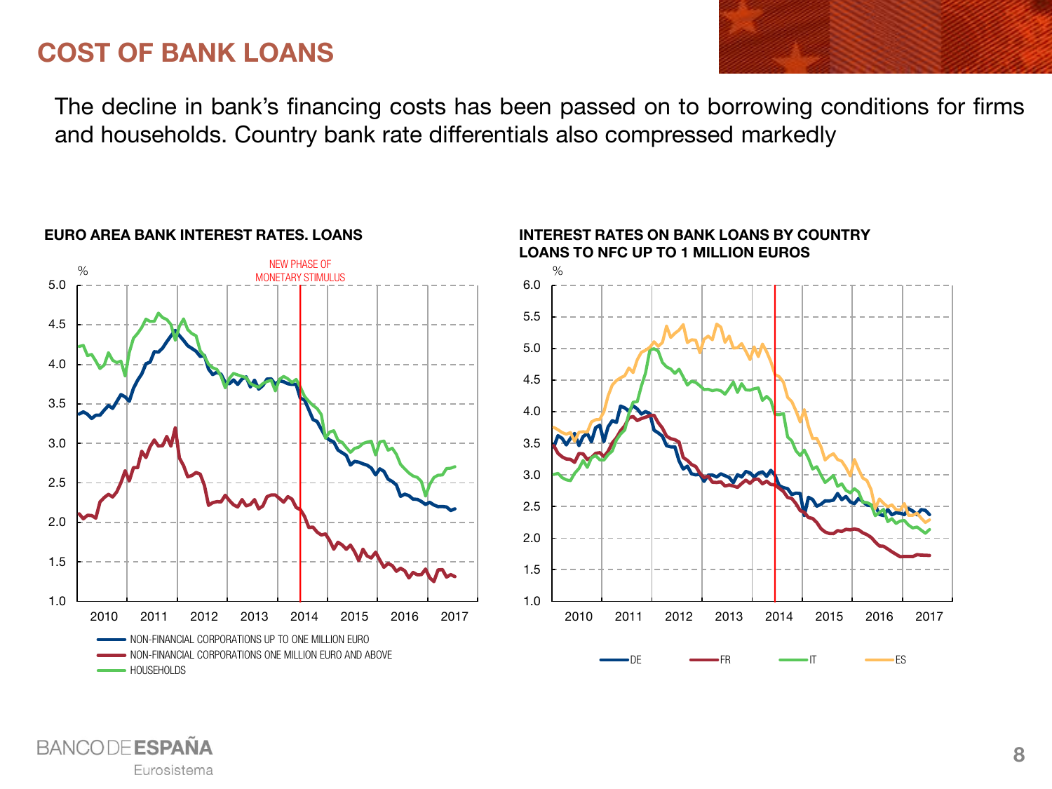# COST OF BANK LOANS

The decline in bank's financing costs has been passed on to borrowing conditions for firms and households. Country bank rate differentials also compressed markedly

**EURO AREA BANK INTEREST RATES. LOANS**

NEW PHASE OF MONETARY STIMULUS

- NON-FINANCIAL CORPORATIONS UP TO ONE MILLION EURO
- NON-FINANCIAL CORPORATIONS ONE MILLION EURO AND ABOVE
- HOUSEHOLDS

**INTEREST RATES ON BANK LOANS BY COUNTRY**
**LOANS TO NFC UP TO 1 MILLION EUROS**

- DE
- FR
- IT
- ES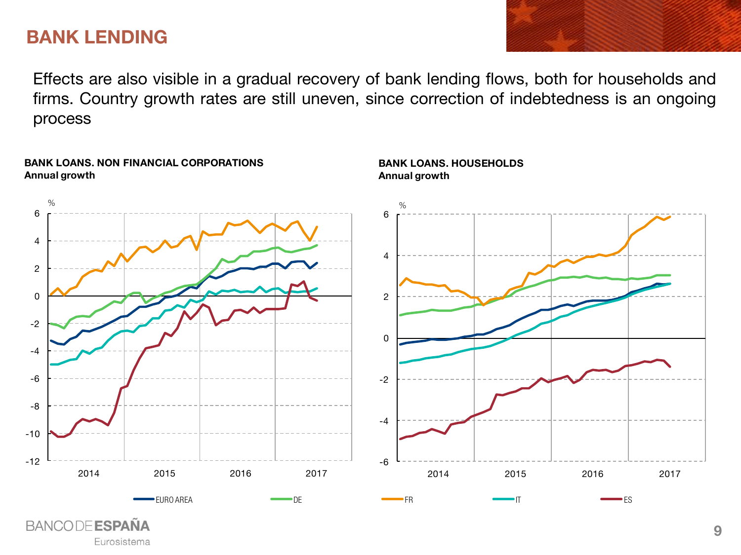# BANK LENDING

Effects are also visible in a gradual recovery of bank lending flows, both for households and firms. Country growth rates are still uneven, since correction of indebtedness is an ongoing process

**BANK LOANS. NON FINANCIAL CORPORATIONS**
**Annual growth**

**BANK LOANS. HOUSEHOLDS**
**Annual growth**

EURO AREA | DE | FR | IT | ES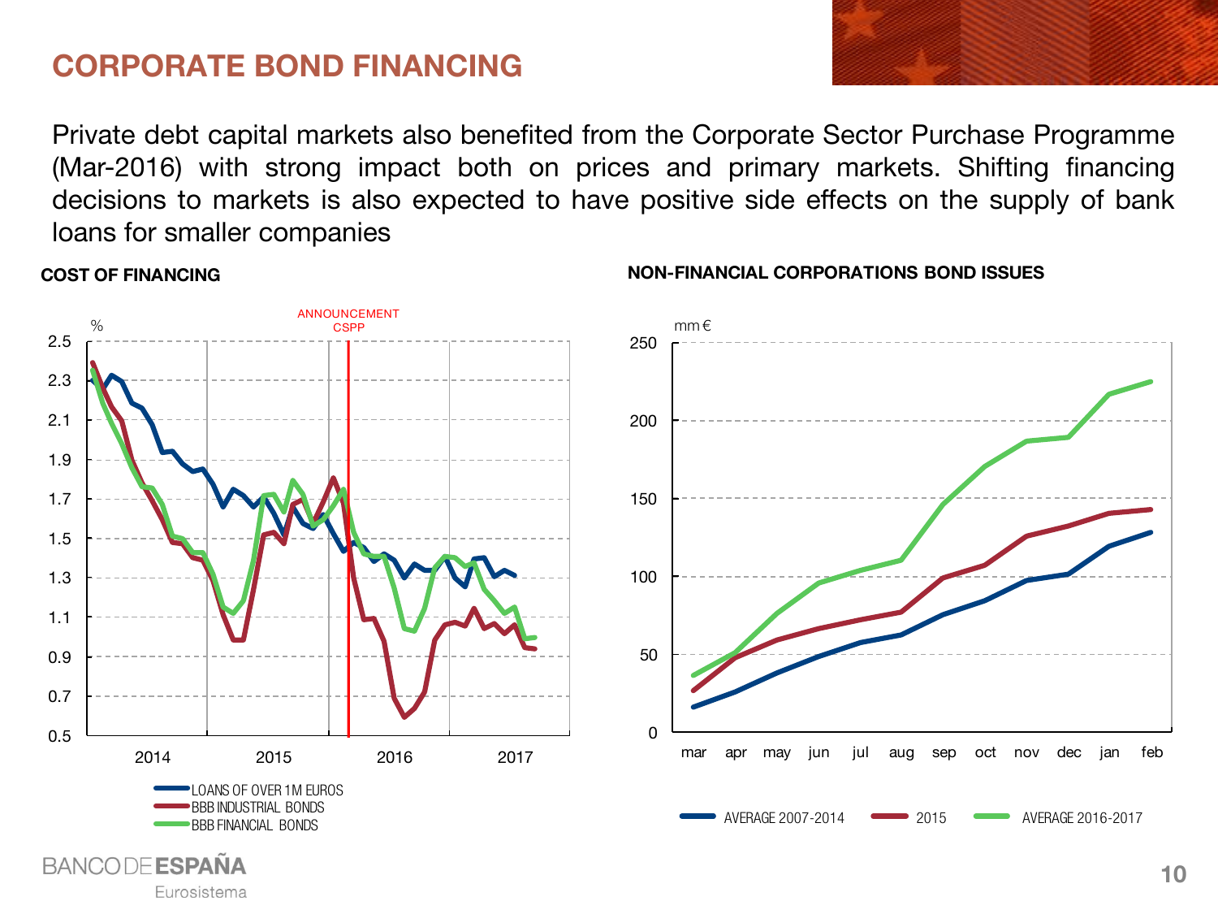# CORPORATE BOND FINANCING

Private debt capital markets also benefited from the Corporate Sector Purchase Programme (Mar-2016) with strong impact both on prices and primary markets. Shifting financing decisions to markets is also expected to have positive side effects on the supply of bank loans for smaller companies

**COST OF FINANCING**

%

ANNOUNCEMENT CSPP

2.5, 2.3, 2.1, 1.9, 1.7, 1.5, 1.3, 1.1, 0.9, 0.7, 0.5

2014, 2015, 2016, 2017

LOANS OF OVER 1M EUROS
BBB INDUSTRIAL BONDS
BBB FINANCIAL BONDS

**NON-FINANCIAL CORPORATIONS BOND ISSUES**

mm €

250, 200, 150, 100, 50, 0

mar, apr, may, jun, jul, aug, sep, oct, nov, dec, jan, feb

AVERAGE 2007-2014 | 2015 | AVERAGE 2016-2017

BANCO DE ESPAÑA
Eurosistema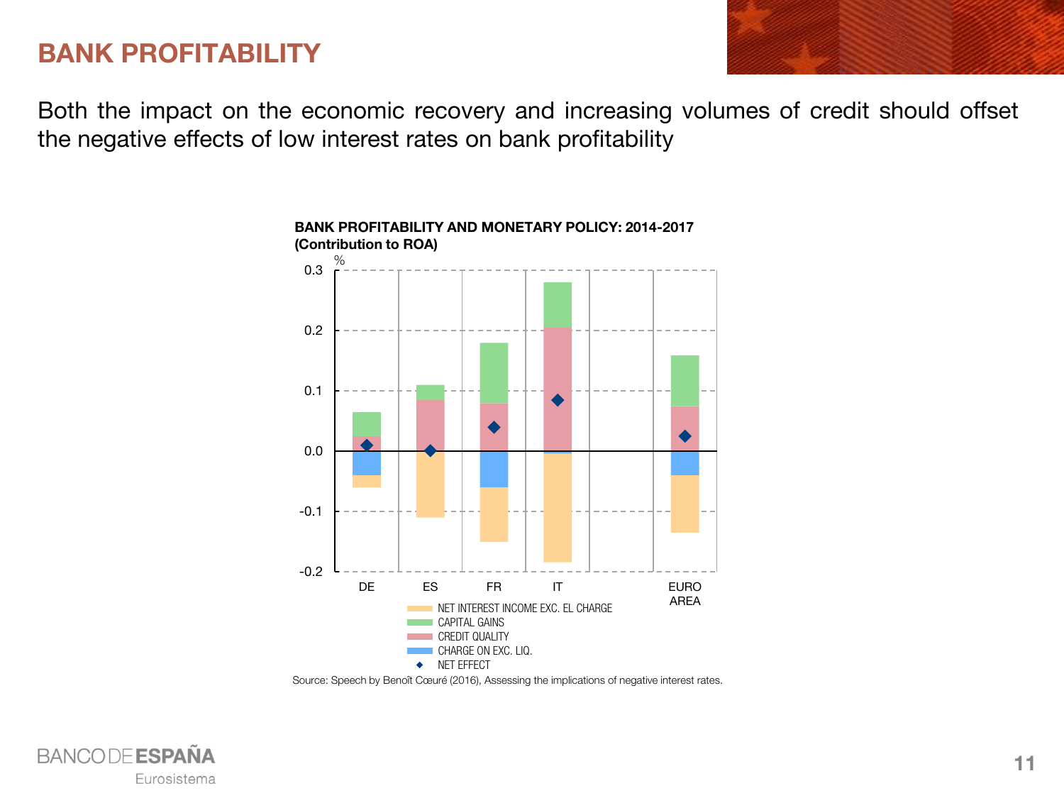# BANK PROFITABILITY

Both the impact on the economic recovery and increasing volumes of credit should offset the negative effects of low interest rates on bank profitability

**BANK PROFITABILITY AND MONETARY POLICY: 2014-2017**
**(Contribution to ROA)**

%

0.3
0.2
0.1
0.0
-0.1
-0.2

DE ES FR IT EURO AREA

NET INTEREST INCOME EXC. EL CHARGE
CAPITAL GAINS
CREDIT QUALITY
CHARGE ON EXC. LIQ.
NET EFFECT

Source: Speech by Benoît Cœuré (2016), Assessing the implications of negative interest rates.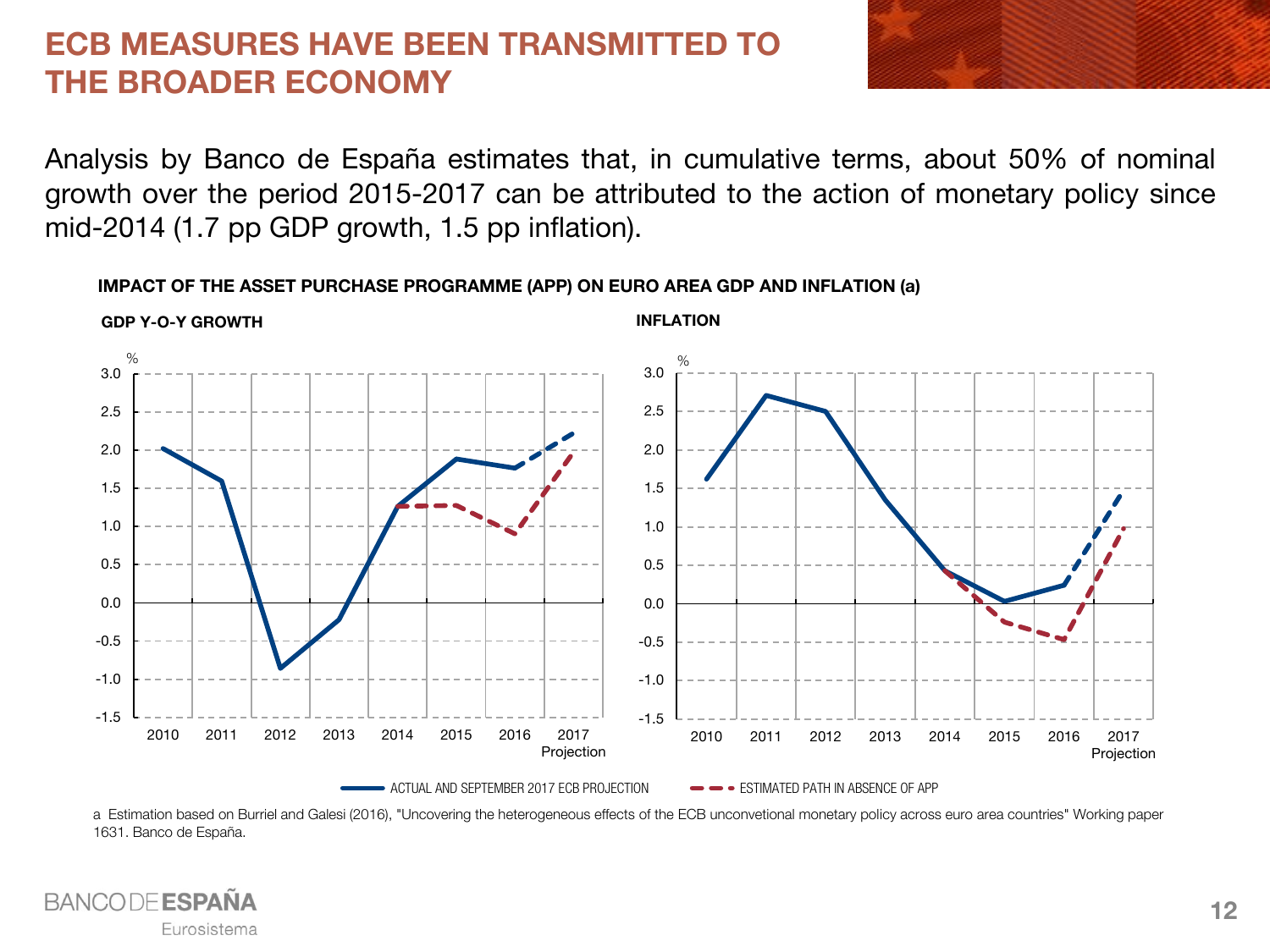# ECB MEASURES HAVE BEEN TRANSMITTED TO THE BROADER ECONOMY

Analysis by Banco de España estimates that, in cumulative terms, about 50% of nominal growth over the period 2015-2017 can be attributed to the action of monetary policy since mid-2014 (1.7 pp GDP growth, 1.5 pp inflation).

**IMPACT OF THE ASSET PURCHASE PROGRAMME (APP) ON EURO AREA GDP AND INFLATION (a)**

**GDP Y-O-Y GROWTH**

**INFLATION**

ACTUAL AND SEPTEMBER 2017 ECB PROJECTION — ESTIMATED PATH IN ABSENCE OF APP

a Estimation based on Burriel and Galesi (2016), "Uncovering the heterogeneous effects of the ECB unconvetional monetary policy across euro area countries" Working paper 1631. Banco de España.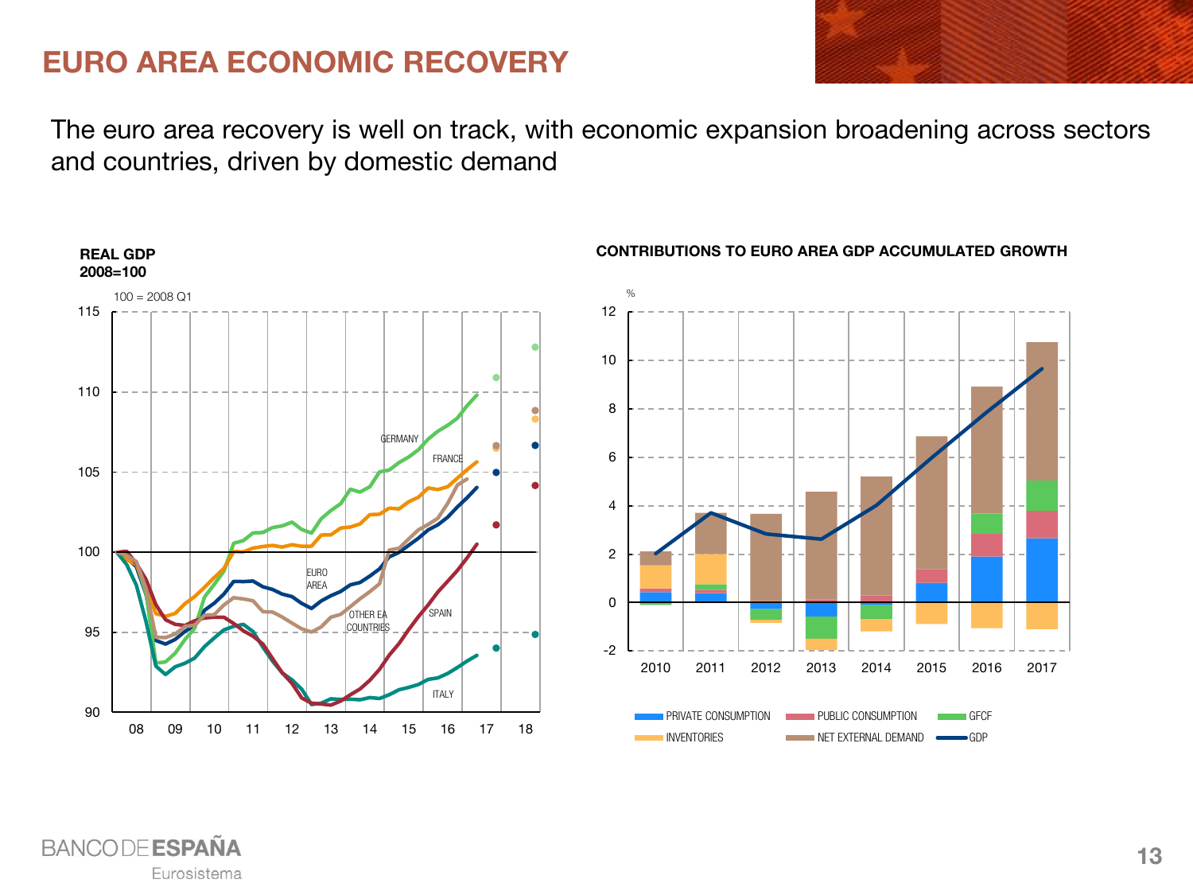# EURO AREA ECONOMIC RECOVERY

The euro area recovery is well on track, with economic expansion broadening across sectors and countries, driven by domestic demand

**REAL GDP**
**2008=100**

100 = 2008 Q1

**CONTRIBUTIONS TO EURO AREA GDP ACCUMULATED GROWTH**

%

PRIVATE CONSUMPTION, PUBLIC CONSUMPTION, GFCF, INVENTORIES, NET EXTERNAL DEMAND, GDP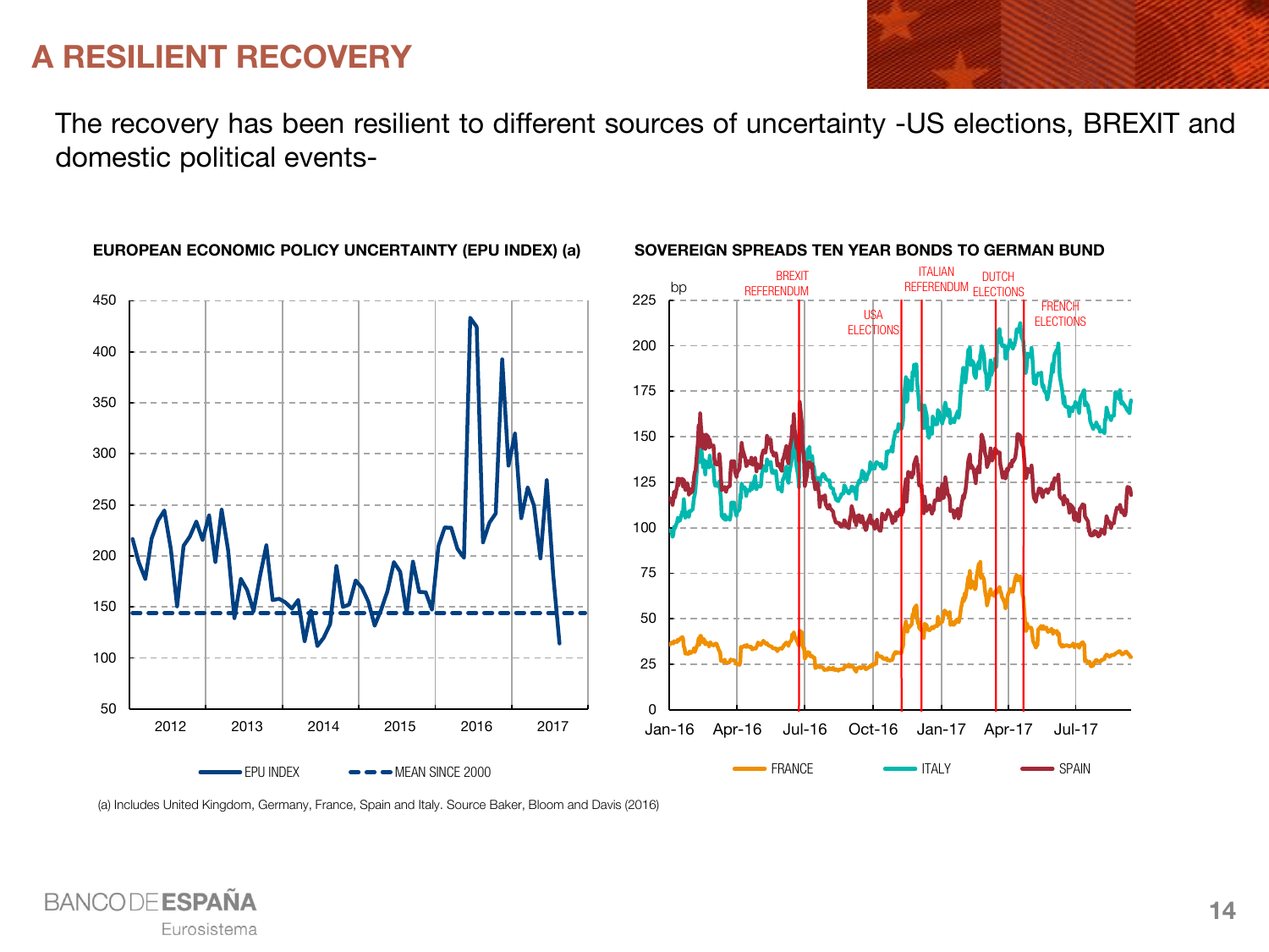# A RESILIENT RECOVERY

The recovery has been resilient to different sources of uncertainty -US elections, BREXIT and domestic political events-

**EUROPEAN ECONOMIC POLICY UNCERTAINTY (EPU INDEX) (a)**

**SOVEREIGN SPREADS TEN YEAR BONDS TO GERMAN BUND**

(a) Includes United Kingdom, Germany, France, Spain and Italy. Source Baker, Bloom and Davis (2016)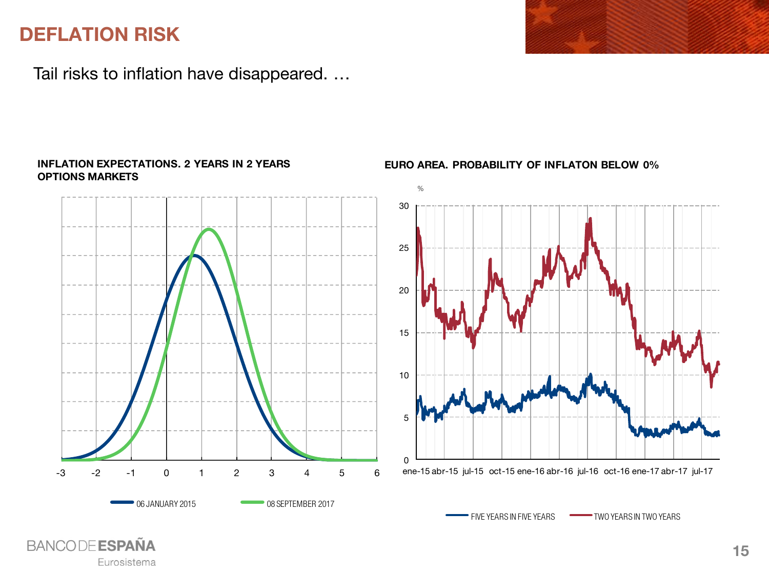# DEFLATION RISK

Tail risks to inflation have disappeared. …

**INFLATION EXPECTATIONS. 2 YEARS IN 2 YEARS OPTIONS MARKETS**

-3 -2 -1 0 1 2 3 4 5 6

06 JANUARY 2015 — 08 SEPTEMBER 2017

**EURO AREA. PROBABILITY OF INFLATON BELOW 0%**

%

30 25 20 15 10 5 0

ene-15 abr-15 jul-15 oct-15 ene-16 abr-16 jul-16 oct-16 ene-17 abr-17 jul-17

FIVE YEARS IN FIVE YEARS — TWO YEARS IN TWO YEARS

BANCO DE ESPAÑA
Eurosistema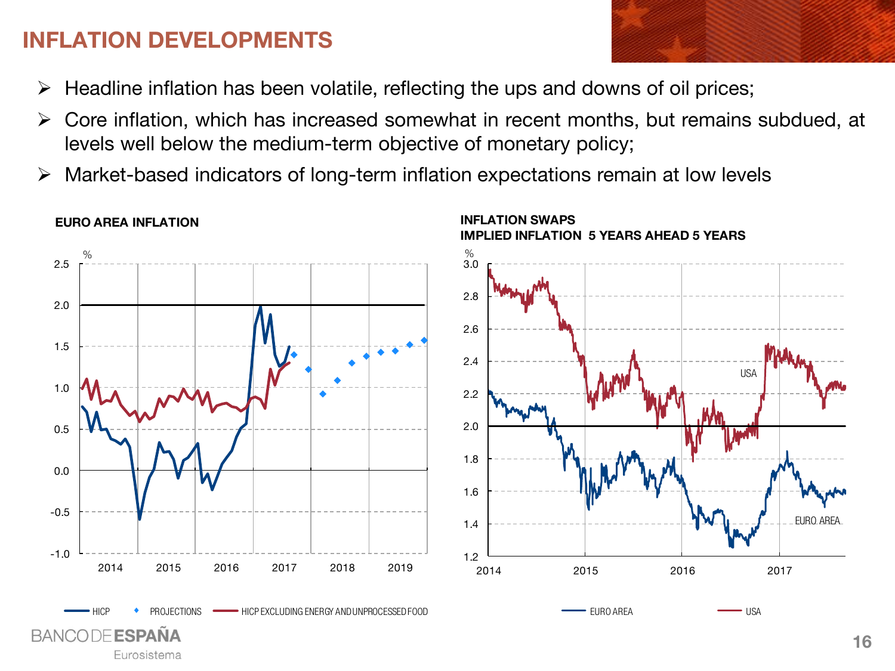# INFLATION DEVELOPMENTS

- Headline inflation has been volatile, reflecting the ups and downs of oil prices;
- Core inflation, which has increased somewhat in recent months, but remains subdued, at levels well below the medium-term objective of monetary policy;
- Market-based indicators of long-term inflation expectations remain at low levels

**EURO AREA INFLATION**

**INFLATION SWAPS**
**IMPLIED INFLATION 5 YEARS AHEAD 5 YEARS**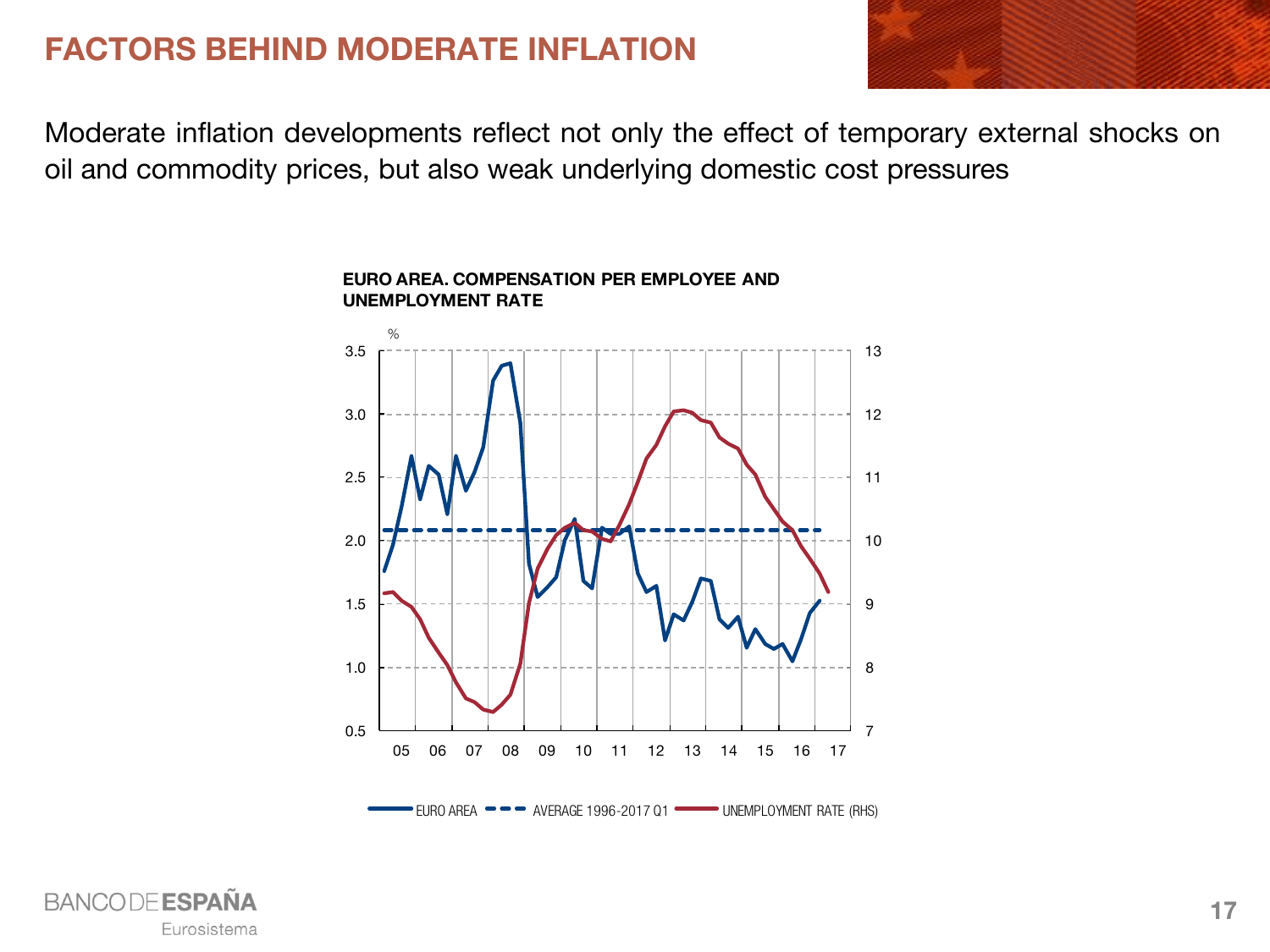# FACTORS BEHIND MODERATE INFLATION

Moderate inflation developments reflect not only the effect of temporary external shocks on oil and commodity prices, but also weak underlying domestic cost pressures

**EURO AREA. COMPENSATION PER EMPLOYEE AND UNEMPLOYMENT RATE**

%

EURO AREA — AVERAGE 1996-2017 Q1 — UNEMPLOYMENT RATE (RHS)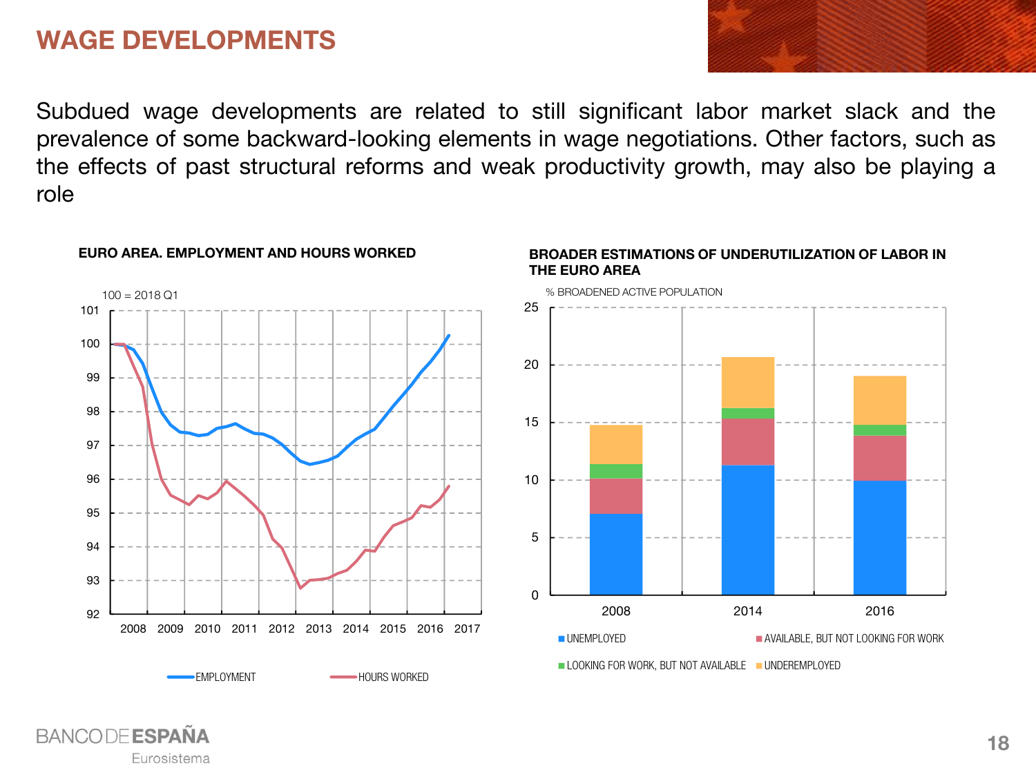# WAGE DEVELOPMENTS

Subdued wage developments are related to still significant labor market slack and the prevalence of some backward-looking elements in wage negotiations. Other factors, such as the effects of past structural reforms and weak productivity growth, may also be playing a role

**EURO AREA. EMPLOYMENT AND HOURS WORKED**

100 = 2018 Q1

EMPLOYMENT — HOURS WORKED

**BROADER ESTIMATIONS OF UNDERUTILIZATION OF LABOR IN THE EURO AREA**

% BROADENED ACTIVE POPULATION

UNEMPLOYED — AVAILABLE, BUT NOT LOOKING FOR WORK — LOOKING FOR WORK, BUT NOT AVAILABLE — UNDEREMPLOYED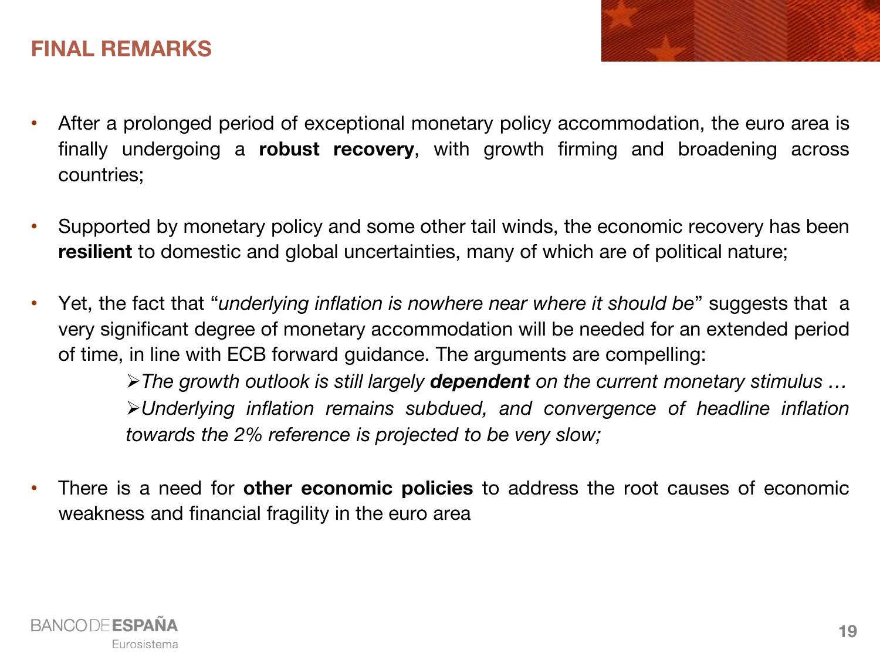# FINAL REMARKS

- After a prolonged period of exceptional monetary policy accommodation, the euro area is finally undergoing a **robust recovery**, with growth firming and broadening across countries;

- Supported by monetary policy and some other tail winds, the economic recovery has been **resilient** to domestic and global uncertainties, many of which are of political nature;

- Yet, the fact that "*underlying inflation is nowhere near where it should be*" suggests that a very significant degree of monetary accommodation will be needed for an extended period of time, in line with ECB forward guidance. The arguments are compelling:
  - *The growth outlook is still largely **dependent** on the current monetary stimulus …*
  - *Underlying inflation remains subdued, and convergence of headline inflation towards the 2% reference is projected to be very slow;*

- There is a need for **other economic policies** to address the root causes of economic weakness and financial fragility in the euro area